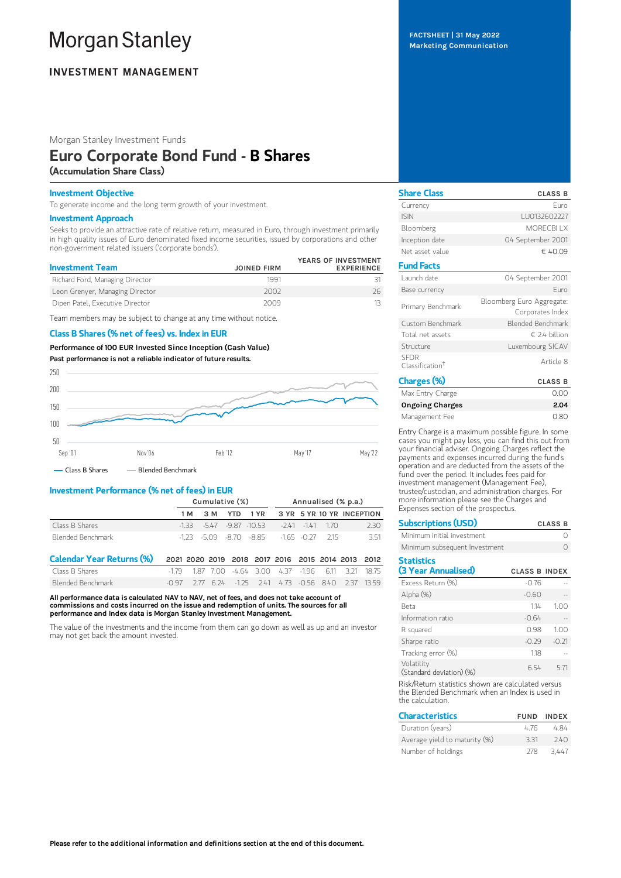# Morgan Stanley

**INVESTMENT MANAGEMENT**

FACTSHEET | 31 May 2022
Marketing Communication

Morgan Stanley Investment Funds

# Euro Corporate Bond Fund - B Shares

**(Accumulation Share Class)**

## Investment Objective

To generate income and the long term growth of your investment.

## Investment Approach

Seeks to provide an attractive rate of relative return, measured in Euro, through investment primarily in high quality issues of Euro denominated fixed income securities, issued by corporations and other non-government related issuers ('corporate bonds).

## Investment Team

| Investment Team | JOINED FIRM | YEARS OF INVESTMENT EXPERIENCE |
|---|---|---|
| Richard Ford, Managing Director | 1991 | 31 |
| Leon Grenyer, Managing Director | 2002 | 26 |
| Dipen Patel, Executive Director | 2009 | 13 |

Team members may be subject to change at any time without notice.

## Class B Shares (% net of fees) vs. Index in EUR

**Performance of 100 EUR Invested Since Inception (Cash Value)**

**Past performance is not a reliable indicator of future results.**

Chart axis: 50, 100, 150, 200, 250; Sep '01, Nov '06, Feb '12, May '17, May '22

— Class B Shares — Blended Benchmark

## Investment Performance (% net of fees) in EUR

| | Cumulative (%) | | | | Annualised (% p.a.) | | | |
|---|---|---|---|---|---|---|---|---|
| | 1 M | 3 M | YTD | 1 YR | 3 YR | 5 YR | 10 YR | INCEPTION |
| Class B Shares | -1.33 | -5.47 | -9.87 | -10.53 | -2.41 | -1.41 | 1.70 | 2.30 |
| Blended Benchmark | -1.23 | -5.09 | -8.70 | -8.85 | -1.65 | -0.27 | 2.15 | 3.51 |

| Calendar Year Returns (%) | 2021 | 2020 | 2019 | 2018 | 2017 | 2016 | 2015 | 2014 | 2013 | 2012 |
|---|---|---|---|---|---|---|---|---|---|---|
| Class B Shares | -1.79 | 1.87 | 7.00 | -4.64 | 3.00 | 4.37 | -1.96 | 6.11 | 3.21 | 18.75 |
| Blended Benchmark | -0.97 | 2.77 | 6.24 | -1.25 | 2.41 | 4.73 | -0.56 | 8.40 | 2.37 | 13.59 |

**All performance data is calculated NAV to NAV, net of fees, and does not take account of commissions and costs incurred on the issue and redemption of units. The sources for all performance and Index data is Morgan Stanley Investment Management.**

The value of the investments and the income from them can go down as well as up and an investor may not get back the amount invested.

## Share Class

| Share Class | CLASS B |
|---|---|
| Currency | Euro |
| ISIN | LU0132602227 |
| Bloomberg | MORECBI LX |
| Inception date | 04 September 2001 |
| Net asset value | € 40.09 |

## Fund Facts

| | |
|---|---|
| Launch date | 04 September 2001 |
| Base currency | Euro |
| Primary Benchmark | Bloomberg Euro Aggregate: Corporates Index |
| Custom Benchmark | Blended Benchmark |
| Total net assets | € 2.4 billion |
| Structure | Luxembourg SICAV |
| SFDR Classification† | Article 8 |

## Charges (%)

| Charges (%) | CLASS B |
|---|---|
| Max Entry Charge | 0.00 |
| **Ongoing Charges** | **2.04** |
| Management Fee | 0.80 |

Entry Charge is a maximum possible figure. In some cases you might pay less, you can find this out from your financial adviser. Ongoing Charges reflect the payments and expenses incurred during the fund's operation and are deducted from the assets of the fund over the period. It includes fees paid for investment management (Management Fee), trustee/custodian, and administration charges. For more information please see the Charges and Expenses section of the prospectus.

## Subscriptions (USD)

| Subscriptions (USD) | CLASS B |
|---|---|
| Minimum initial investment | 0 |
| Minimum subsequent Investment | 0 |

## Statistics (3 Year Annualised)

| | CLASS B | INDEX |
|---|---|---|
| Excess Return (%) | -0.76 | -- |
| Alpha (%) | -0.60 | -- |
| Beta | 1.14 | 1.00 |
| Information ratio | -0.64 | -- |
| R squared | 0.98 | 1.00 |
| Sharpe ratio | -0.29 | -0.21 |
| Tracking error (%) | 1.18 | -- |
| Volatility (Standard deviation) (%) | 6.54 | 5.71 |

Risk/Return statistics shown are calculated versus the Blended Benchmark when an Index is used in the calculation.

## Characteristics

| Characteristics | FUND | INDEX |
|---|---|---|
| Duration (years) | 4.76 | 4.84 |
| Average yield to maturity (%) | 3.31 | 2.40 |
| Number of holdings | 278 | 3,447 |

**Please refer to the additional information and definitions section at the end of this document.**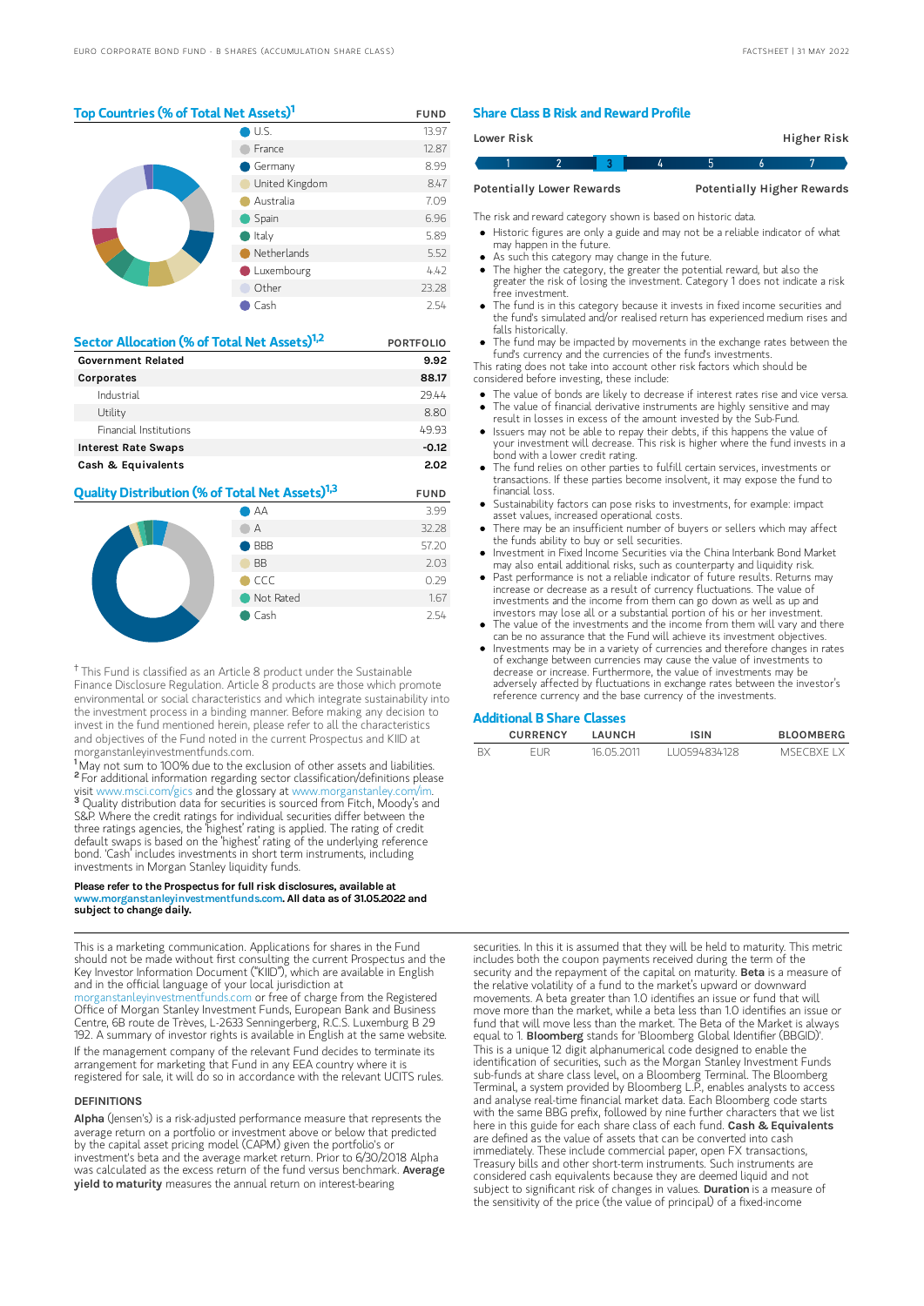## Top Countries (% of Total Net Assets)[1]

| | FUND |
|---|---|
| U.S. | 13.97 |
| France | 12.87 |
| Germany | 8.99 |
| United Kingdom | 8.47 |
| Australia | 7.09 |
| Spain | 6.96 |
| Italy | 5.89 |
| Netherlands | 5.52 |
| Luxembourg | 4.42 |
| Other | 23.28 |
| Cash | 2.54 |

## Sector Allocation (% of Total Net Assets)[1,2]

| | PORTFOLIO |
|---|---|
| **Government Related** | **9.92** |
| **Corporates** | **88.17** |
| Industrial | 29.44 |
| Utility | 8.80 |
| Financial Institutions | 49.93 |
| **Interest Rate Swaps** | **-0.12** |
| **Cash & Equivalents** | **2.02** |

## Quality Distribution (% of Total Net Assets)[1,3]

| | FUND |
|---|---|
| AA | 3.99 |
| A | 32.28 |
| BBB | 57.20 |
| BB | 2.03 |
| CCC | 0.29 |
| Not Rated | 1.67 |
| Cash | 2.54 |

† This Fund is classified as an Article 8 product under the Sustainable Finance Disclosure Regulation. Article 8 products are those which promote environmental or social characteristics and which integrate sustainability into the investment process in a binding manner. Before making any decision to invest in the fund mentioned herein, please refer to all the characteristics and objectives of the Fund noted in the current Prospectus and KIID at morganstanleyinvestmentfunds.com.

[1] May not sum to 100% due to the exclusion of other assets and liabilities.
[2] For additional information regarding sector classification/definitions please visit www.msci.com/gics and the glossary at www.morganstanley.com/im.
[3] Quality distribution data for securities is sourced from Fitch, Moody's and S&P. Where the credit ratings for individual securities differ between the three ratings agencies, the 'highest' rating is applied. The rating of credit default swaps is based on the 'highest' rating of the underlying reference bond. 'Cash' includes investments in short term instruments, including investments in Morgan Stanley liquidity funds.

**Please refer to the Prospectus for full risk disclosures, available at www.morganstanleyinvestmentfunds.com. All data as of 31.05.2022 and subject to change daily.**

## Share Class B Risk and Reward Profile

| Lower Risk | | | | | | Higher Risk |
|---|---|---|---|---|---|---|
| 1 | 2 | **3** | 4 | 5 | 6 | 7 |
| Potentially Lower Rewards | | | | | | Potentially Higher Rewards |

The risk and reward category shown is based on historic data.

- Historic figures are only a guide and may not be a reliable indicator of what may happen in the future.
- As such this category may change in the future.
- The higher the category, the greater the potential reward, but also the greater the risk of losing the investment. Category 1 does not indicate a risk free investment.
- The fund is in this category because it invests in fixed income securities and the fund's simulated and/or realised return has experienced medium rises and falls historically.
- The fund may be impacted by movements in the exchange rates between the fund's currency and the currencies of the fund's investments.

This rating does not take into account other risk factors which should be considered before investing, these include:

- The value of bonds are likely to decrease if interest rates rise and vice versa.
- The value of financial derivative instruments are highly sensitive and may result in losses in excess of the amount invested by the Sub-Fund.
- Issuers may not be able to repay their debts, if this happens the value of your investment will decrease. This risk is higher where the fund invests in a bond with a lower credit rating.
- The fund relies on other parties to fulfill certain services, investments or transactions. If these parties become insolvent, it may expose the fund to financial loss.
- Sustainability factors can pose risks to investments, for example: impact asset values, increased operational costs.
- There may be an insufficient number of buyers or sellers which may affect the funds ability to buy or sell securities.
- Investment in Fixed Income Securities via the China Interbank Bond Market may also entail additional risks, such as counterparty and liquidity risk.
- Past performance is not a reliable indicator of future results. Returns may increase or decrease as a result of currency fluctuations. The value of investments and the income from them can go down as well as up and investors may lose all or a substantial portion of his or her investment.
- The value of the investments and the income from them will vary and there can be no assurance that the Fund will achieve its investment objectives.
- Investments may be in a variety of currencies and therefore changes in rates of exchange between currencies may cause the value of investments to decrease or increase. Furthermore, the value of investments may be adversely affected by fluctuations in exchange rates between the investor's reference currency and the base currency of the investments.

## Additional B Share Classes

| | CURRENCY | LAUNCH | ISIN | BLOOMBERG |
|---|---|---|---|---|
| BX | EUR | 16.05.2011 | LU0594834128 | MSECBXE LX |

This is a marketing communication. Applications for shares in the Fund should not be made without first consulting the current Prospectus and the Key Investor Information Document ("KIID"), which are available in English and in the official language of your local jurisdiction at morganstanleyinvestmentfunds.com or free of charge from the Registered Office of Morgan Stanley Investment Funds, European Bank and Business Centre, 6B route de Trèves, L-2633 Senningerberg, R.C.S. Luxemburg B 29 192. A summary of investor rights is available in English at the same website.

If the management company of the relevant Fund decides to terminate its arrangement for marketing that Fund in any EEA country where it is registered for sale, it will do so in accordance with the relevant UCITS rules.

### DEFINITIONS

**Alpha** (Jensen's) is a risk-adjusted performance measure that represents the average return on a portfolio or investment above or below that predicted by the capital asset pricing model (CAPM) given the portfolio's or investment's beta and the average market return. Prior to 6/30/2018 Alpha was calculated as the excess return of the fund versus benchmark. **Average yield to maturity** measures the annual return on interest-bearing securities. In this it is assumed that they will be held to maturity. This metric includes both the coupon payments received during the term of the security and the repayment of the capital on maturity. **Beta** is a measure of the relative volatility of a fund to the market's upward or downward movements. A beta greater than 1.0 identifies an issue or fund that will move more than the market, while a beta less than 1.0 identifies an issue or fund that will move less than the market. The Beta of the Market is always equal to 1. **Bloomberg** stands for 'Bloomberg Global Identifier (BBGID)'. This is a unique 12 digit alphanumerical code designed to enable the identification of securities, such as the Morgan Stanley Investment Funds sub-funds at share class level, on a Bloomberg Terminal. The Bloomberg Terminal, a system provided by Bloomberg L.P., enables analysts to access and analyse real-time financial market data. Each Bloomberg code starts with the same BBG prefix, followed by nine further characters that we list here in this guide for each share class of each fund. **Cash & Equivalents** are defined as the value of assets that can be converted into cash immediately. These include commercial paper, open FX transactions, Treasury bills and other short-term instruments. Such instruments are considered cash equivalents because they are deemed liquid and not subject to significant risk of changes in values. **Duration** is a measure of the sensitivity of the price (the value of principal) of a fixed-income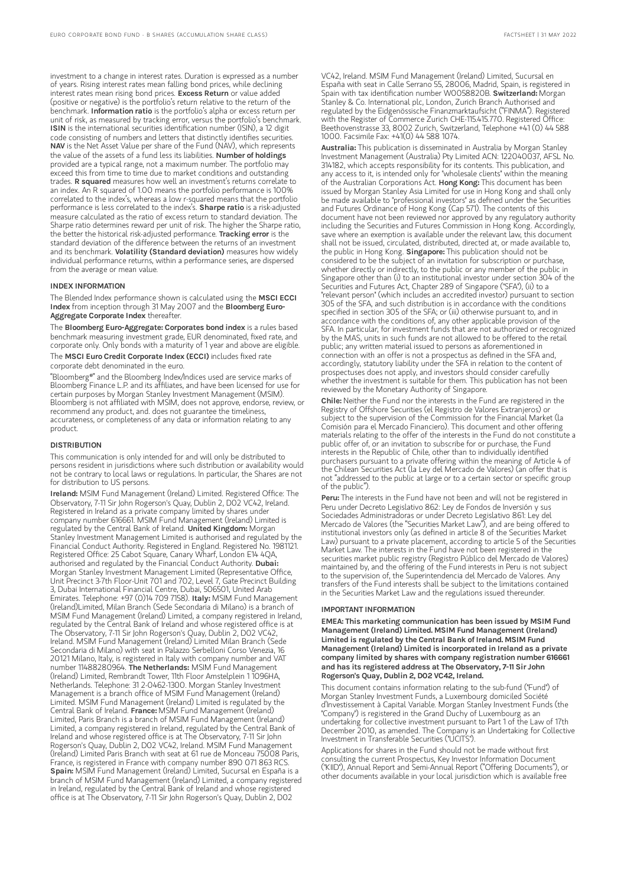investment to a change in interest rates. Duration is expressed as a number of years. Rising interest rates mean falling bond prices, while declining interest rates mean rising bond prices. **Excess Return** or value added (positive or negative) is the portfolio's return relative to the return of the benchmark. **Information ratio** is the portfolio's alpha or excess return per unit of risk, as measured by tracking error, versus the portfolio's benchmark. **ISIN** is the international securities identification number (ISIN), a 12 digit code consisting of numbers and letters that distinctly identifies securities. **NAV** is the Net Asset Value per share of the Fund (NAV), which represents the value of the assets of a fund less its liabilities. **Number of holdings** provided are a typical range, not a maximum number. The portfolio may exceed this from time to time due to market conditions and outstanding trades. **R squared** measures how well an investment's returns correlate to an index. An R squared of 1.00 means the portfolio performance is 100% correlated to the index's, whereas a low r-squared means that the portfolio performance is less correlated to the index's. **Sharpe ratio** is a risk-adjusted measure calculated as the ratio of excess return to standard deviation. The Sharpe ratio determines reward per unit of risk. The higher the Sharpe ratio, the better the historical risk-adjusted performance. **Tracking error** is the standard deviation of the difference between the returns of an investment and its benchmark. **Volatility (Standard deviation)** measures how widely individual performance returns, within a performance series, are dispersed from the average or mean value.

### INDEX INFORMATION

The Blended Index performance shown is calculated using the **MSCI ECCI Index** from inception through 31 May 2007 and the **Bloomberg Euro-Aggregate Corporate Index** thereafter.

The **Bloomberg Euro-Aggregate: Corporates bond index** is a rules based benchmark measuring investment grade, EUR denominated, fixed rate, and corporate only. Only bonds with a maturity of 1 year and above are eligible.

The **MSCI Euro Credit Corporate Index (ECCI)** includes fixed rate corporate debt denominated in the euro.

"Bloomberg®" and the Bloomberg Index/Indices used are service marks of Bloomberg Finance L.P. and its affiliates, and have been licensed for use for certain purposes by Morgan Stanley Investment Management (MSIM). Bloomberg is not affiliated with MSIM, does not approve, endorse, review, or recommend any product, and. does not guarantee the timeliness, accurateness, or completeness of any data or information relating to any product.

### DISTRIBUTION

This communication is only intended for and will only be distributed to persons resident in jurisdictions where such distribution or availability would not be contrary to local laws or regulations. In particular, the Shares are not for distribution to US persons.

**Ireland:** MSIM Fund Management (Ireland) Limited. Registered Office: The Observatory, 7-11 Sir John Rogerson's Quay, Dublin 2, D02 VC42, Ireland. Registered in Ireland as a private company limited by shares under company number 616661. MSIM Fund Management (Ireland) Limited is regulated by the Central Bank of Ireland. **United Kingdom:** Morgan Stanley Investment Management Limited is authorised and regulated by the Financial Conduct Authority. Registered in England. Registered No. 1981121. Registered Office: 25 Cabot Square, Canary Wharf, London E14 4QA, authorised and regulated by the Financial Conduct Authority. **Dubai:** Morgan Stanley Investment Management Limited (Representative Office, Unit Precinct 3-7th Floor-Unit 701 and 702, Level 7, Gate Precinct Building 3, Dubai International Financial Centre, Dubai, 506501, United Arab Emirates. Telephone: +97 (0)14 709 7158). **Italy:** MSIM Fund Management (Ireland)Limited, Milan Branch (Sede Secondaria di Milano) is a branch of MSIM Fund Management (Ireland) Limited, a company registered in Ireland, regulated by the Central Bank of Ireland and whose registered office is at The Observatory, 7-11 Sir John Rogerson's Quay, Dublin 2, D02 VC42, Ireland. MSIM Fund Management (Ireland) Limited Milan Branch (Sede Secondaria di Milano) with seat in Palazzo Serbelloni Corso Venezia, 16 20121 Milano, Italy, is registered in Italy with company number and VAT number 11488280964. **The Netherlands:** MSIM Fund Management (Ireland) Limited, Rembrandt Tower, 11th Floor Amstelplein 1 1096HA, Netherlands. Telephone: 31 2-0462-1300. Morgan Stanley Investment Management is a branch office of MSIM Fund Management (Ireland) Limited. MSIM Fund Management (Ireland) Limited is regulated by the Central Bank of Ireland. **France:** MSIM Fund Management (Ireland) Limited, Paris Branch is a branch of MSIM Fund Management (Ireland) Limited, a company registered in Ireland, regulated by the Central Bank of Ireland and whose registered office is at The Observatory, 7-11 Sir John Rogerson's Quay, Dublin 2, D02 VC42, Ireland. MSIM Fund Management (Ireland) Limited Paris Branch with seat at 61 rue de Monceau 75008 Paris, France, is registered in France with company number 890 071 863 RCS. **Spain:** MSIM Fund Management (Ireland) Limited, Sucursal en España is a branch of MSIM Fund Management (Ireland) Limited, a company registered in Ireland, regulated by the Central Bank of Ireland and whose registered office is at The Observatory, 7-11 Sir John Rogerson's Quay, Dublin 2, D02 VC42, Ireland. MSIM Fund Management (Ireland) Limited, Sucursal en España with seat in Calle Serrano 55, 28006, Madrid, Spain, is registered in Spain with tax identification number W0058820B. **Switzerland:** Morgan Stanley & Co. International plc, London, Zurich Branch Authorised and regulated by the Eidgenössische Finanzmarktaufsicht ("FINMA"). Registered with the Register of Commerce Zurich CHE-115.415.770. Registered Office: Beethovenstrasse 33, 8002 Zurich, Switzerland, Telephone +41 (0) 44 588 1000. Facsimile Fax: +41(0) 44 588 1074.

**Australia:** This publication is disseminated in Australia by Morgan Stanley Investment Management (Australia) Pty Limited ACN: 122040037, AFSL No. 314182, which accepts responsibility for its contents. This publication, and any access to it, is intended only for "wholesale clients" within the meaning of the Australian Corporations Act. **Hong Kong:** This document has been issued by Morgan Stanley Asia Limited for use in Hong Kong and shall only be made available to "professional investors" as defined under the Securities and Futures Ordinance of Hong Kong (Cap 571). The contents of this document have not been reviewed nor approved by any regulatory authority including the Securities and Futures Commission in Hong Kong. Accordingly, save where an exemption is available under the relevant law, this document shall not be issued, circulated, distributed, directed at, or made available to, the public in Hong Kong. **Singapore:** This publication should not be considered to be the subject of an invitation for subscription or purchase, whether directly or indirectly, to the public or any member of the public in Singapore other than (i) to an institutional investor under section 304 of the Securities and Futures Act, Chapter 289 of Singapore ("SFA"), (ii) to a "relevant person" (which includes an accredited investor) pursuant to section 305 of the SFA, and such distribution is in accordance with the conditions specified in section 305 of the SFA; or (iii) otherwise pursuant to, and in accordance with the conditions of, any other applicable provision of the SFA. In particular, for investment funds that are not authorized or recognized by the MAS, units in such funds are not allowed to be offered to the retail public; any written material issued to persons as aforementioned in connection with an offer is not a prospectus as defined in the SFA and, accordingly, statutory liability under the SFA in relation to the content of prospectuses does not apply, and investors should consider carefully whether the investment is suitable for them. This publication has not been reviewed by the Monetary Authority of Singapore.

**Chile:** Neither the Fund nor the interests in the Fund are registered in the Registry of Offshore Securities (el Registro de Valores Extranjeros) or subject to the supervision of the Commission for the Financial Market (la Comisión para el Mercado Financiero). This document and other offering materials relating to the offer of the interests in the Fund do not constitute a public offer of, or an invitation to subscribe for or purchase, the Fund interests in the Republic of Chile, other than to individually identified purchasers pursuant to a private offering within the meaning of Article 4 of the Chilean Securities Act (la Ley del Mercado de Valores) (an offer that is not "addressed to the public at large or to a certain sector or specific group of the public").

**Peru:** The interests in the Fund have not been and will not be registered in Peru under Decreto Legislativo 862: Ley de Fondos de Inversión y sus Sociedades Administradoras or under Decreto Legislativo 861: Ley del Mercado de Valores (the "Securities Market Law"), and are being offered to institutional investors only (as defined in article 8 of the Securities Market Law) pursuant to a private placement, according to article 5 of the Securities Market Law. The interests in the Fund have not been registered in the securities market public registry (Registro Público del Mercado de Valores) maintained by, and the offering of the Fund interests in Peru is not subject to the supervision of, the Superintendencia del Mercado de Valores. Any transfers of the Fund interests shall be subject to the limitations contained in the Securities Market Law and the regulations issued thereunder.

### IMPORTANT INFORMATION

**EMEA: This marketing communication has been issued by MSIM Fund Management (Ireland) Limited. MSIM Fund Management (Ireland) Limited is regulated by the Central Bank of Ireland. MSIM Fund Management (Ireland) Limited is incorporated in Ireland as a private company limited by shares with company registration number 616661 and has its registered address at The Observatory, 7-11 Sir John Rogerson's Quay, Dublin 2, D02 VC42, Ireland.**

This document contains information relating to the sub-fund ("Fund") of Morgan Stanley Investment Funds, a Luxembourg domiciled Société d'Investissement à Capital Variable. Morgan Stanley Investment Funds (the "Company") is registered in the Grand Duchy of Luxembourg as an undertaking for collective investment pursuant to Part 1 of the Law of 17th December 2010, as amended. The Company is an Undertaking for Collective Investment in Transferable Securities ("UCITS").

Applications for shares in the Fund should not be made without first consulting the current Prospectus, Key Investor Information Document ("KIID"), Annual Report and Semi-Annual Report ("Offering Documents"), or other documents available in your local jurisdiction which is available free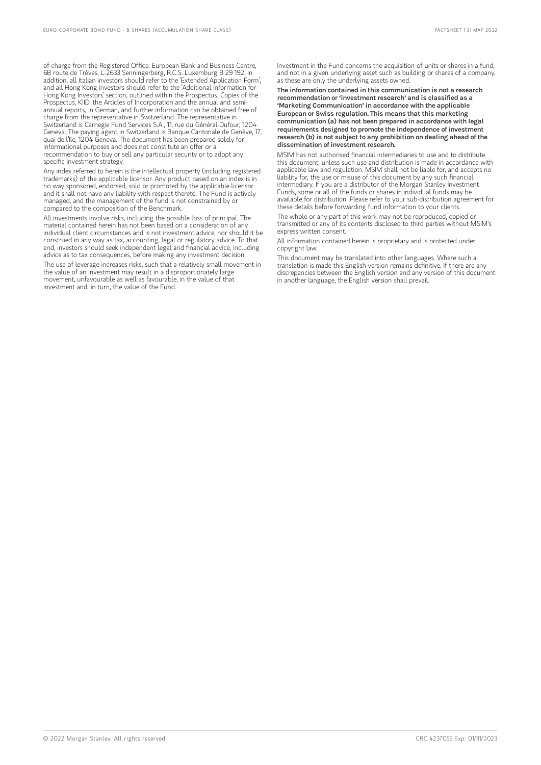of charge from the Registered Office: European Bank and Business Centre, 6B route de Trèves, L-2633 Senningerberg, R.C.S. Luxemburg B 29 192. In addition, all Italian investors should refer to the 'Extended Application Form', and all Hong Kong investors should refer to the 'Additional Information for Hong Kong Investors' section, outlined within the Prospectus. Copies of the Prospectus, KIID, the Articles of Incorporation and the annual and semi-annual reports, in German, and further information can be obtained free of charge from the representative in Switzerland. The representative in Switzerland is Carnegie Fund Services S.A., 11, rue du Général-Dufour, 1204 Geneva. The paying agent in Switzerland is Banque Cantonale de Genève, 17, quai de l'Ile, 1204 Geneva. The document has been prepared solely for informational purposes and does not constitute an offer or a recommendation to buy or sell any particular security or to adopt any specific investment strategy.

Any index referred to herein is the intellectual property (including registered trademarks) of the applicable licensor. Any product based on an index is in no way sponsored, endorsed, sold or promoted by the applicable licensor and it shall not have any liability with respect thereto. The Fund is actively managed, and the management of the fund is not constrained by or compared to the composition of the Benchmark.

All investments involve risks, including the possible loss of principal. The material contained herein has not been based on a consideration of any individual client circumstances and is not investment advice, nor should it be construed in any way as tax, accounting, legal or regulatory advice. To that end, investors should seek independent legal and financial advice, including advice as to tax consequences, before making any investment decision.

The use of leverage increases risks, such that a relatively small movement in the value of an investment may result in a disproportionately large movement, unfavourable as well as favourable, in the value of that investment and, in turn, the value of the Fund.

Investment in the Fund concerns the acquisition of units or shares in a fund, and not in a given underlying asset such as building or shares of a company, as these are only the underlying assets owned.

**The information contained in this communication is not a research recommendation or 'investment research' and is classified as a 'Marketing Communication' in accordance with the applicable European or Swiss regulation. This means that this marketing communication (a) has not been prepared in accordance with legal requirements designed to promote the independence of investment research (b) is not subject to any prohibition on dealing ahead of the dissemination of investment research.**

MSIM has not authorised financial intermediaries to use and to distribute this document, unless such use and distribution is made in accordance with applicable law and regulation. MSIM shall not be liable for, and accepts no liability for, the use or misuse of this document by any such financial intermediary. If you are a distributor of the Morgan Stanley Investment Funds, some or all of the funds or shares in individual funds may be available for distribution. Please refer to your sub-distribution agreement for these details before forwarding fund information to your clients.

The whole or any part of this work may not be reproduced, copied or transmitted or any of its contents disclosed to third parties without MSIM's express written consent.

All information contained herein is proprietary and is protected under copyright law.

This document may be translated into other languages. Where such a translation is made this English version remains definitive. If there are any discrepancies between the English version and any version of this document in another language, the English version shall prevail.

© 2022 Morgan Stanley. All rights reserved.

CRC 4237055 Exp: 01/31/2023